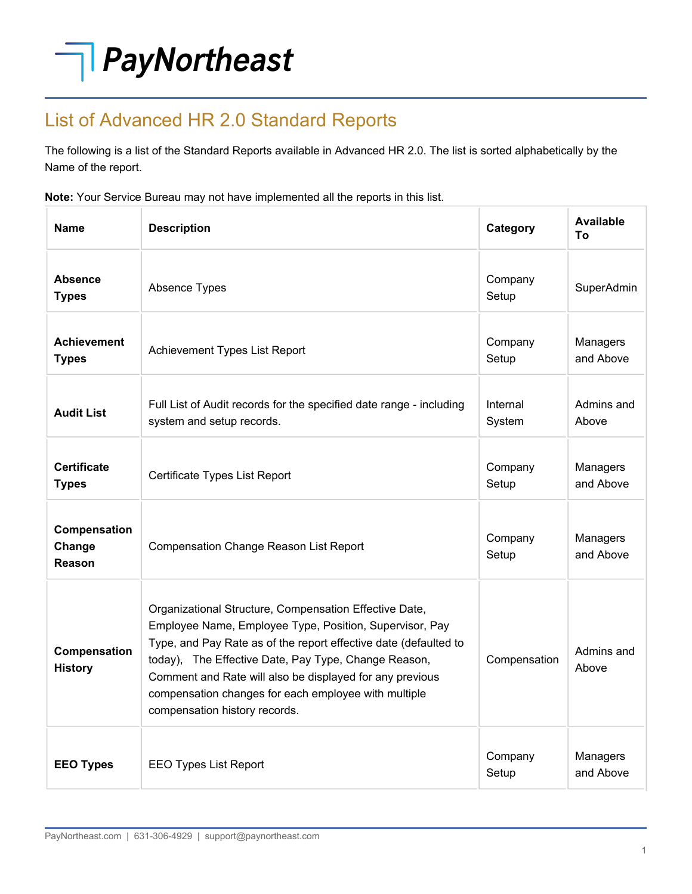PayNortheast

## List of Advanced HR 2.0 Standard Reports

The following is a list of the Standard Reports available in Advanced HR 2.0. The list is sorted alphabetically by the Name of the report.

**Note:** Your Service Bureau may not have implemented all the reports in this list.

| Name | Description | Category | Available To |
|---|---|---|---|
| **Absence Types** | Absence Types | Company Setup | SuperAdmin |
| **Achievement Types** | Achievement Types List Report | Company Setup | Managers and Above |
| **Audit List** | Full List of Audit records for the specified date range - including system and setup records. | Internal System | Admins and Above |
| **Certificate Types** | Certificate Types List Report | Company Setup | Managers and Above |
| **Compensation Change Reason** | Compensation Change Reason List Report | Company Setup | Managers and Above |
| **Compensation History** | Organizational Structure, Compensation Effective Date, Employee Name, Employee Type, Position, Supervisor, Pay Type, and Pay Rate as of the report effective date (defaulted to today), The Effective Date, Pay Type, Change Reason, Comment and Rate will also be displayed for any previous compensation changes for each employee with multiple compensation history records. | Compensation | Admins and Above |
| **EEO Types** | EEO Types List Report | Company Setup | Managers and Above |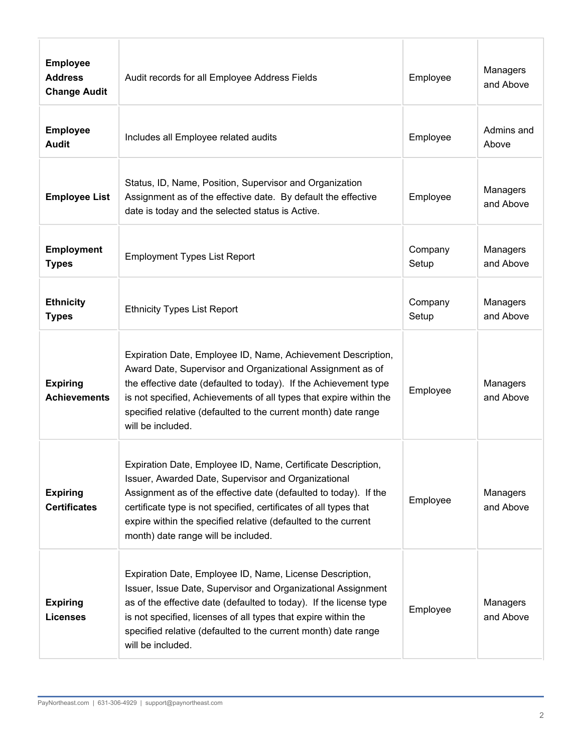| | | | |
|---|---|---|---|
| **Employee Address Change Audit** | Audit records for all Employee Address Fields | Employee | Managers and Above |
| **Employee Audit** | Includes all Employee related audits | Employee | Admins and Above |
| **Employee List** | Status, ID, Name, Position, Supervisor and Organization Assignment as of the effective date. By default the effective date is today and the selected status is Active. | Employee | Managers and Above |
| **Employment Types** | Employment Types List Report | Company Setup | Managers and Above |
| **Ethnicity Types** | Ethnicity Types List Report | Company Setup | Managers and Above |
| **Expiring Achievements** | Expiration Date, Employee ID, Name, Achievement Description, Award Date, Supervisor and Organizational Assignment as of the effective date (defaulted to today). If the Achievement type is not specified, Achievements of all types that expire within the specified relative (defaulted to the current month) date range will be included. | Employee | Managers and Above |
| **Expiring Certificates** | Expiration Date, Employee ID, Name, Certificate Description, Issuer, Awarded Date, Supervisor and Organizational Assignment as of the effective date (defaulted to today). If the certificate type is not specified, certificates of all types that expire within the specified relative (defaulted to the current month) date range will be included. | Employee | Managers and Above |
| **Expiring Licenses** | Expiration Date, Employee ID, Name, License Description, Issuer, Issue Date, Supervisor and Organizational Assignment as of the effective date (defaulted to today). If the license type is not specified, licenses of all types that expire within the specified relative (defaulted to the current month) date range will be included. | Employee | Managers and Above |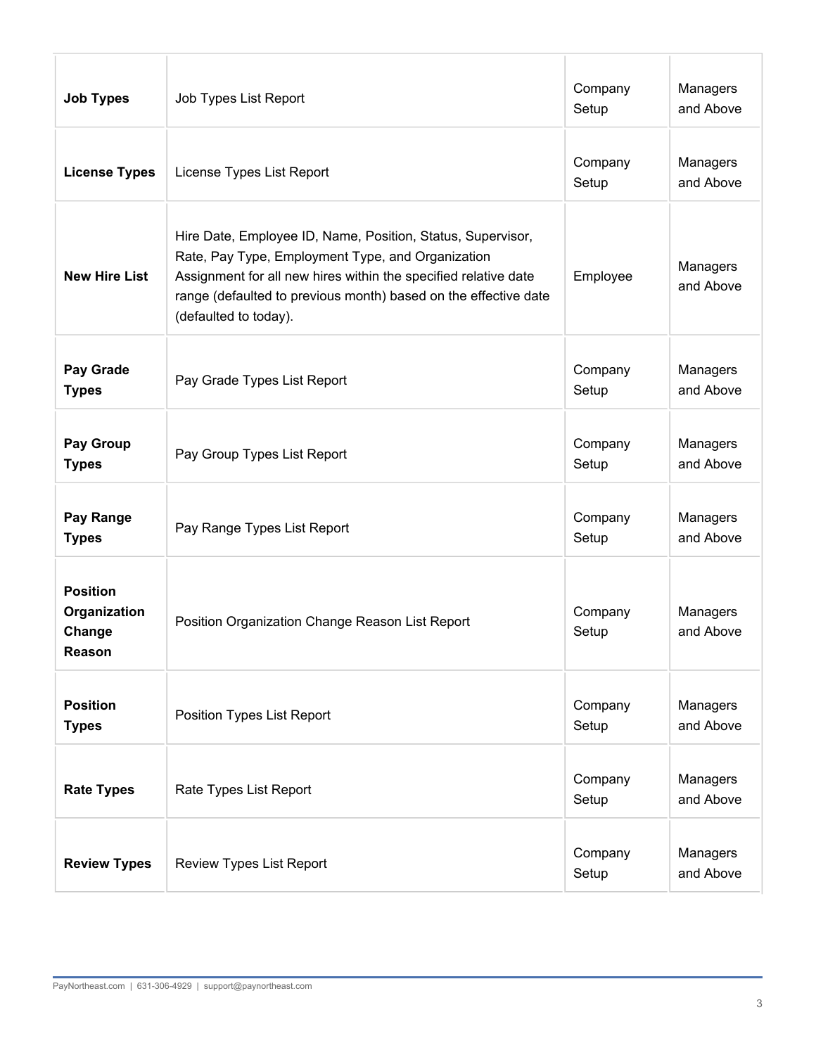| | | | |
|---|---|---|---|
| **Job Types** | Job Types List Report | Company Setup | Managers and Above |
| **License Types** | License Types List Report | Company Setup | Managers and Above |
| **New Hire List** | Hire Date, Employee ID, Name, Position, Status, Supervisor, Rate, Pay Type, Employment Type, and Organization Assignment for all new hires within the specified relative date range (defaulted to previous month) based on the effective date (defaulted to today). | Employee | Managers and Above |
| **Pay Grade Types** | Pay Grade Types List Report | Company Setup | Managers and Above |
| **Pay Group Types** | Pay Group Types List Report | Company Setup | Managers and Above |
| **Pay Range Types** | Pay Range Types List Report | Company Setup | Managers and Above |
| **Position Organization Change Reason** | Position Organization Change Reason List Report | Company Setup | Managers and Above |
| **Position Types** | Position Types List Report | Company Setup | Managers and Above |
| **Rate Types** | Rate Types List Report | Company Setup | Managers and Above |
| **Review Types** | Review Types List Report | Company Setup | Managers and Above |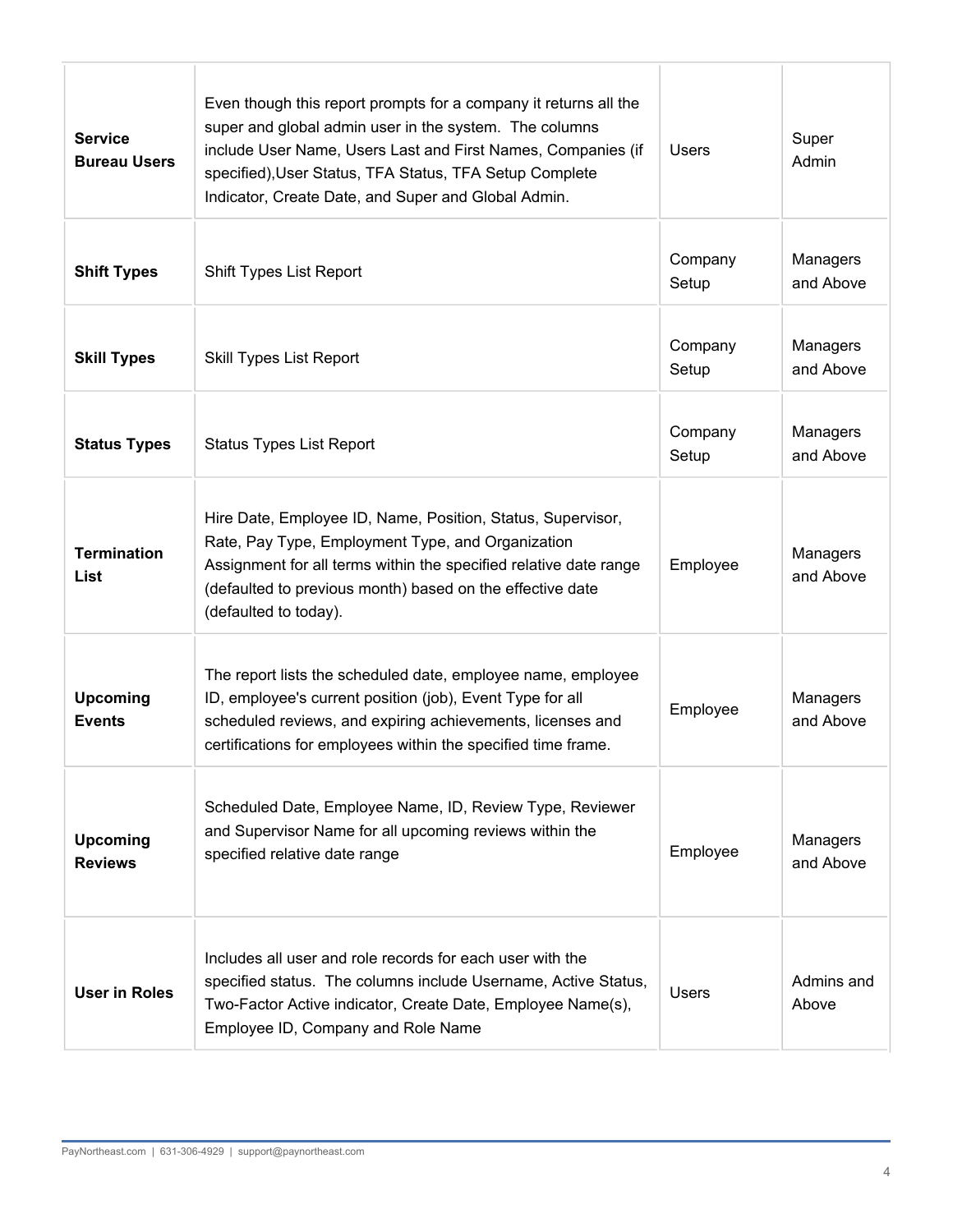| | | | |
|---|---|---|---|
| **Service Bureau Users** | Even though this report prompts for a company it returns all the super and global admin user in the system. The columns include User Name, Users Last and First Names, Companies (if specified),User Status, TFA Status, TFA Setup Complete Indicator, Create Date, and Super and Global Admin. | Users | Super Admin |
| **Shift Types** | Shift Types List Report | Company Setup | Managers and Above |
| **Skill Types** | Skill Types List Report | Company Setup | Managers and Above |
| **Status Types** | Status Types List Report | Company Setup | Managers and Above |
| **Termination List** | Hire Date, Employee ID, Name, Position, Status, Supervisor, Rate, Pay Type, Employment Type, and Organization Assignment for all terms within the specified relative date range (defaulted to previous month) based on the effective date (defaulted to today). | Employee | Managers and Above |
| **Upcoming Events** | The report lists the scheduled date, employee name, employee ID, employee's current position (job), Event Type for all scheduled reviews, and expiring achievements, licenses and certifications for employees within the specified time frame. | Employee | Managers and Above |
| **Upcoming Reviews** | Scheduled Date, Employee Name, ID, Review Type, Reviewer and Supervisor Name for all upcoming reviews within the specified relative date range | Employee | Managers and Above |
| **User in Roles** | Includes all user and role records for each user with the specified status. The columns include Username, Active Status, Two-Factor Active indicator, Create Date, Employee Name(s), Employee ID, Company and Role Name | Users | Admins and Above |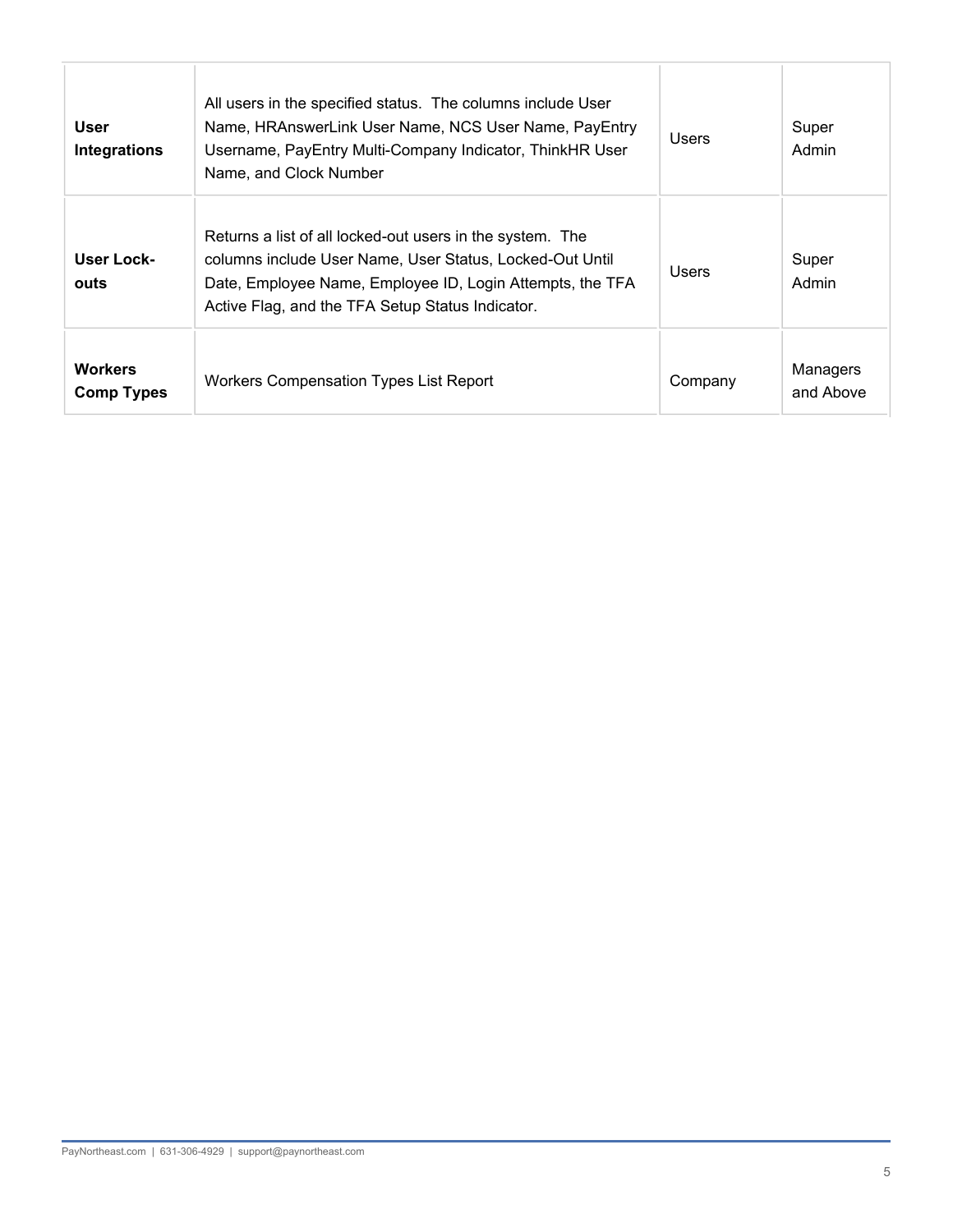| | | | |
|---|---|---|---|
| **User Integrations** | All users in the specified status. The columns include User Name, HRAnswerLink User Name, NCS User Name, PayEntry Username, PayEntry Multi-Company Indicator, ThinkHR User Name, and Clock Number | Users | Super Admin |
| **User Lock-outs** | Returns a list of all locked-out users in the system. The columns include User Name, User Status, Locked-Out Until Date, Employee Name, Employee ID, Login Attempts, the TFA Active Flag, and the TFA Setup Status Indicator. | Users | Super Admin |
| **Workers Comp Types** | Workers Compensation Types List Report | Company | Managers and Above |